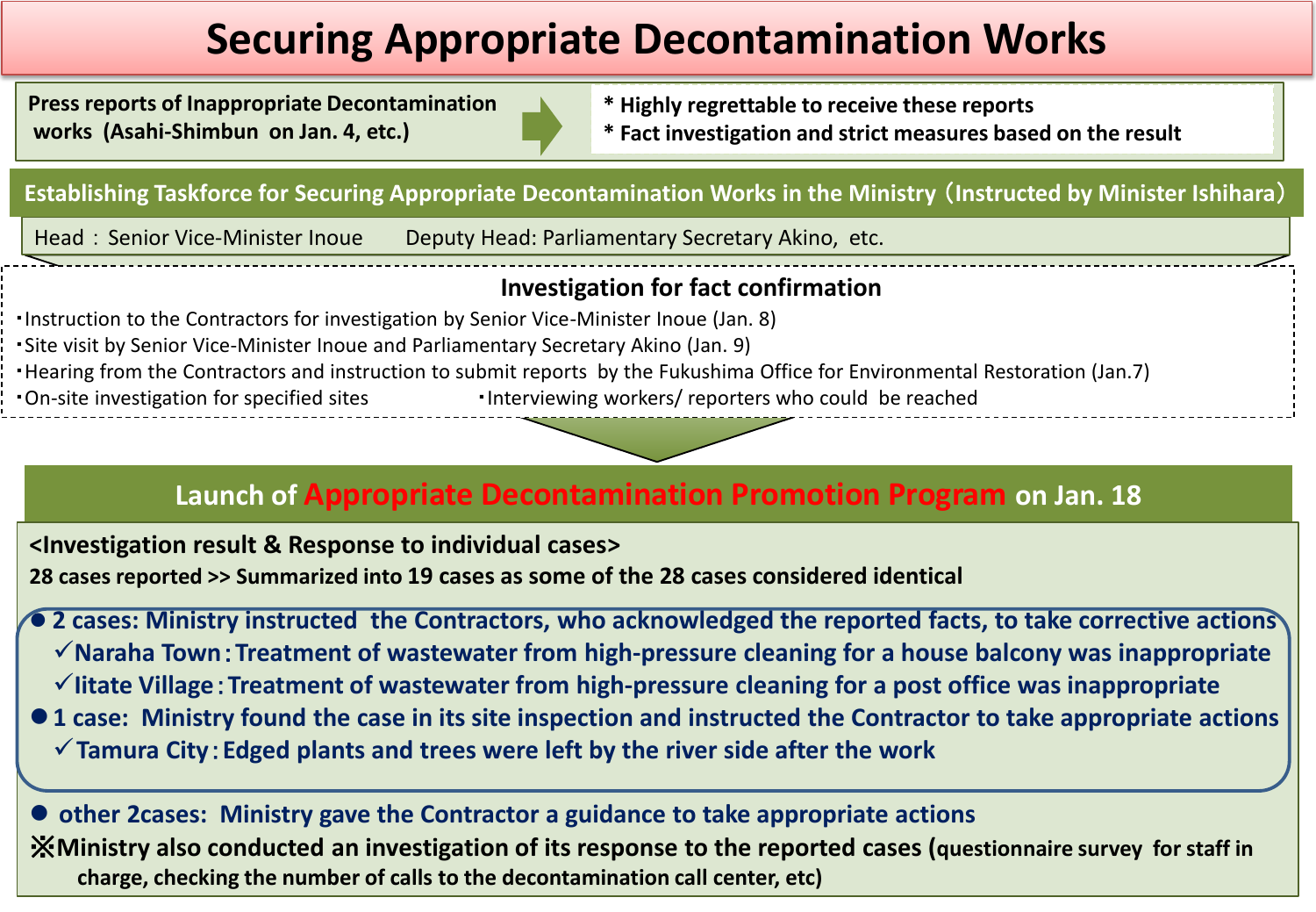# Securing Appropriate Decontamination Works

**Press reports of Inappropriate Decontamination works (Asahi-Shimbun on Jan. 4, etc.)**

- **Highly regrettable to receive these reports**
- **Fact investigation and strict measures based on the result**

## Establishing Taskforce for Securing Appropriate Decontamination Works in the Ministry（Instructed by Minister Ishihara）

Head：Senior Vice-Minister Inoue  Deputy Head: Parliamentary Secretary Akino, etc.

### Investigation for fact confirmation

- Instruction to the Contractors for investigation by Senior Vice-Minister Inoue (Jan. 8)
- Site visit by Senior Vice-Minister Inoue and Parliamentary Secretary Akino (Jan. 9)
- Hearing from the Contractors and instruction to submit reports by the Fukushima Office for Environmental Restoration (Jan.7)
- On-site investigation for specified sites
- Interviewing workers/ reporters who could be reached

## Launch of Appropriate Decontamination Promotion Program on Jan. 18

**<Investigation result & Response to individual cases>**

**28 cases reported >> Summarized into 19 cases as some of the 28 cases considered identical**

- **2 cases: Ministry instructed the Contractors, who acknowledged the reported facts, to take corrective actions**
  - ✓**Naraha Town：Treatment of wastewater from high-pressure cleaning for a house balcony was inappropriate**
  - ✓**Iitate Village：Treatment of wastewater from high-pressure cleaning for a post office was inappropriate**
- **1 case: Ministry found the case in its site inspection and instructed the Contractor to take appropriate actions**
  - ✓**Tamura City：Edged plants and trees were left by the river side after the work**
- **other 2cases: Ministry gave the Contractor a guidance to take appropriate actions**

※**Ministry also conducted an investigation of its response to the reported cases (questionnaire survey for staff in charge, checking the number of calls to the decontamination call center, etc)**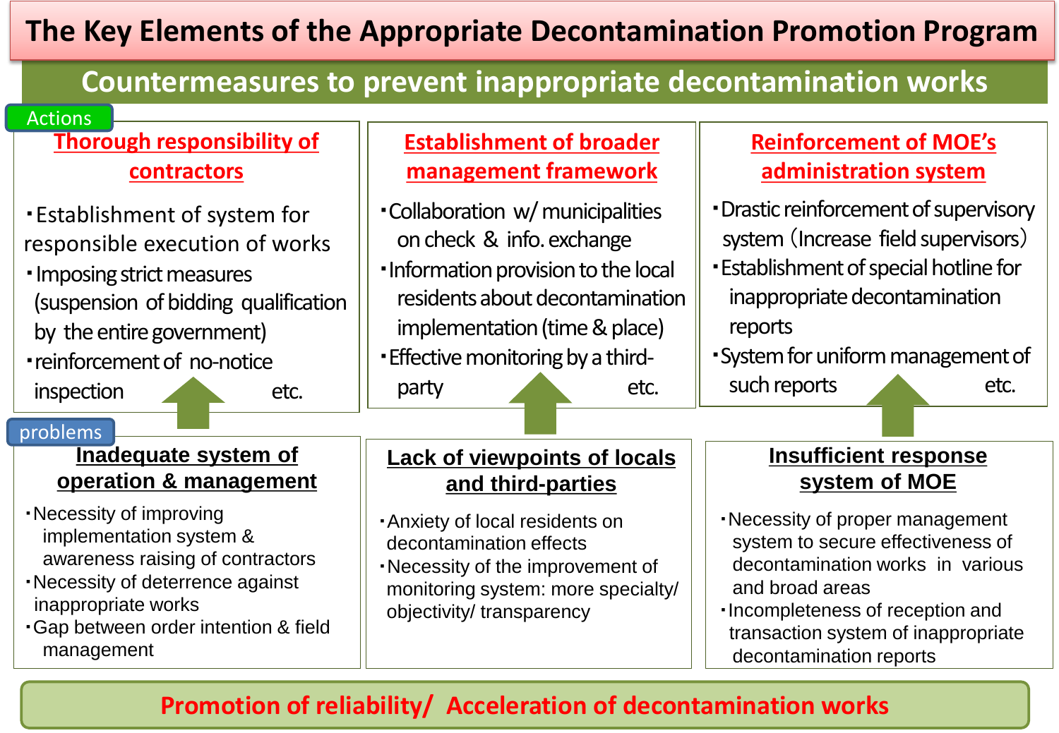# The Key Elements of the Appropriate Decontamination Promotion Program

## Countermeasures to prevent inappropriate decontamination works

### Actions

#### Thorough responsibility of contractors

- Establishment of system for responsible execution of works
- Imposing strict measures (suspension of bidding qualification by the entire government)
- reinforcement of no-notice inspection etc.

#### Establishment of broader management framework

- Collaboration w/ municipalities on check & info. exchange
- Information provision to the local residents about decontamination implementation (time & place)
- Effective monitoring by a third-party etc.

#### Reinforcement of MOE's administration system

- Drastic reinforcement of supervisory system (Increase field supervisors)
- Establishment of special hotline for inappropriate decontamination reports
- System for uniform management of such reports etc.

### problems

#### Inadequate system of operation & management

- Necessity of improving implementation system & awareness raising of contractors
- Necessity of deterrence against inappropriate works
- Gap between order intention & field management

#### Lack of viewpoints of locals and third-parties

- Anxiety of local residents on decontamination effects
- Necessity of the improvement of monitoring system: more specialty/ objectivity/ transparency

#### Insufficient response system of MOE

- Necessity of proper management system to secure effectiveness of decontamination works in various and broad areas
- Incompleteness of reception and transaction system of inappropriate decontamination reports

**Promotion of reliability/ Acceleration of decontamination works**